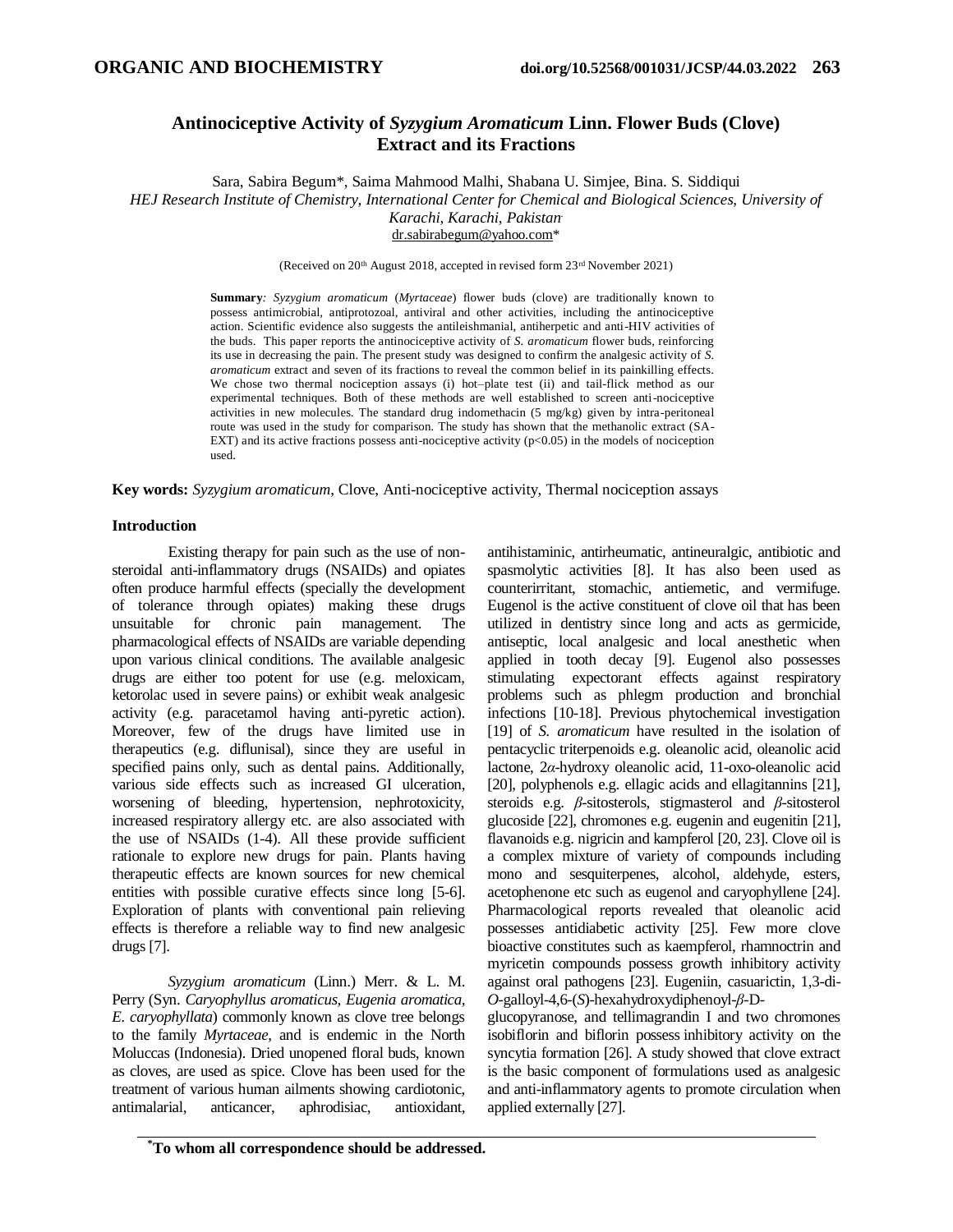# Antinociceptive Activity of *Syzygium Aromaticum* Linn. Flower Buds (Clove) Extract and its Fractions

Sara, Sabira Begum*, Saima Mahmood Malhi, Shabana U. Simjee, Bina. S. Siddiqui

*HEJ Research Institute of Chemistry, International Center for Chemical and Biological Sciences, University of Karachi, Karachi, Pakistan.*

dr.sabirabegum@yahoo.com*

(Received on 20th August 2018, accepted in revised form 23rd November 2021)

**Summary**: *Syzygium aromaticum* (*Myrtaceae*) flower buds (clove) are traditionally known to possess antimicrobial, antiprotozoal, antiviral and other activities, including the antinociceptive action. Scientific evidence also suggests the antileishmanial, antiherpetic and anti-HIV activities of the buds. This paper reports the antinociceptive activity of *S. aromaticum* flower buds, reinforcing its use in decreasing the pain. The present study was designed to confirm the analgesic activity of *S. aromaticum* extract and seven of its fractions to reveal the common belief in its painkilling effects. We chose two thermal nociception assays (i) hot–plate test (ii) and tail-flick method as our experimental techniques. Both of these methods are well established to screen anti-nociceptive activities in new molecules. The standard drug indomethacin (5 mg/kg) given by intra-peritoneal route was used in the study for comparison. The study has shown that the methanolic extract (SA-EXT) and its active fractions possess anti-nociceptive activity ($p<0.05$) in the models of nociception used.

**Key words:** *Syzygium aromaticum*, Clove, Anti-nociceptive activity, Thermal nociception assays

## Introduction

Existing therapy for pain such as the use of non-steroidal anti-inflammatory drugs (NSAIDs) and opiates often produce harmful effects (specially the development of tolerance through opiates) making these drugs unsuitable for chronic pain management. The pharmacological effects of NSAIDs are variable depending upon various clinical conditions. The available analgesic drugs are either too potent for use (e.g. meloxicam, ketorolac used in severe pains) or exhibit weak analgesic activity (e.g. paracetamol having anti-pyretic action). Moreover, few of the drugs have limited use in therapeutics (e.g. diflunisal), since they are useful in specified pains only, such as dental pains. Additionally, various side effects such as increased GI ulceration, worsening of bleeding, hypertension, nephrotoxicity, increased respiratory allergy etc. are also associated with the use of NSAIDs (1-4). All these provide sufficient rationale to explore new drugs for pain. Plants having therapeutic effects are known sources for new chemical entities with possible curative effects since long [5-6]. Exploration of plants with conventional pain relieving effects is therefore a reliable way to find new analgesic drugs [7].

*Syzygium aromaticum* (Linn.) Merr. & L. M. Perry (Syn. *Caryophyllus aromaticus*, *Eugenia aromatica*, *E. caryophyllata*) commonly known as clove tree belongs to the family *Myrtaceae*, and is endemic in the North Moluccas (Indonesia). Dried unopened floral buds, known as cloves, are used as spice. Clove has been used for the treatment of various human ailments showing cardiotonic, antimalarial, anticancer, aphrodisiac, antioxidant, antihistaminic, antirheumatic, antineuralgic, antibiotic and spasmolytic activities [8]. It has also been used as counterirritant, stomachic, antiemetic, and vermifuge. Eugenol is the active constituent of clove oil that has been utilized in dentistry since long and acts as germicide, antiseptic, local analgesic and local anesthetic when applied in tooth decay [9]. Eugenol also possesses stimulating expectorant effects against respiratory problems such as phlegm production and bronchial infections [10-18]. Previous phytochemical investigation [19] of *S. aromaticum* have resulted in the isolation of pentacyclic triterpenoids e.g. oleanolic acid, oleanolic acid lactone, 2*α*-hydroxy oleanolic acid, 11-oxo-oleanolic acid [20], polyphenols e.g. ellagic acids and ellagitannins [21], steroids e.g. *β*-sitosterols, stigmasterol and *β*-sitosterol glucoside [22], chromones e.g. eugenin and eugenitin [21], flavanoids e.g. nigricin and kampferol [20, 23]. Clove oil is a complex mixture of variety of compounds including mono and sesquiterpenes, alcohol, aldehyde, esters, acetophenone etc such as eugenol and caryophyllene [24]. Pharmacological reports revealed that oleanolic acid possesses antidiabetic activity [25]. Few more clove bioactive constitutes such as kaempferol, rhamnoctrin and myricetin compounds possess growth inhibitory activity against oral pathogens [23]. Eugeniin, casuarictin, 1,3-di-*O*-galloyl-4,6-(*S*)-hexahydroxydiphenoyl-*β*-D-glucopyranose, and tellimagrandin I and two chromones isobiflorin and biflorin possess inhibitory activity on the syncytia formation [26]. A study showed that clove extract is the basic component of formulations used as analgesic and anti-inflammatory agents to promote circulation when applied externally [27].

*To whom all correspondence should be addressed.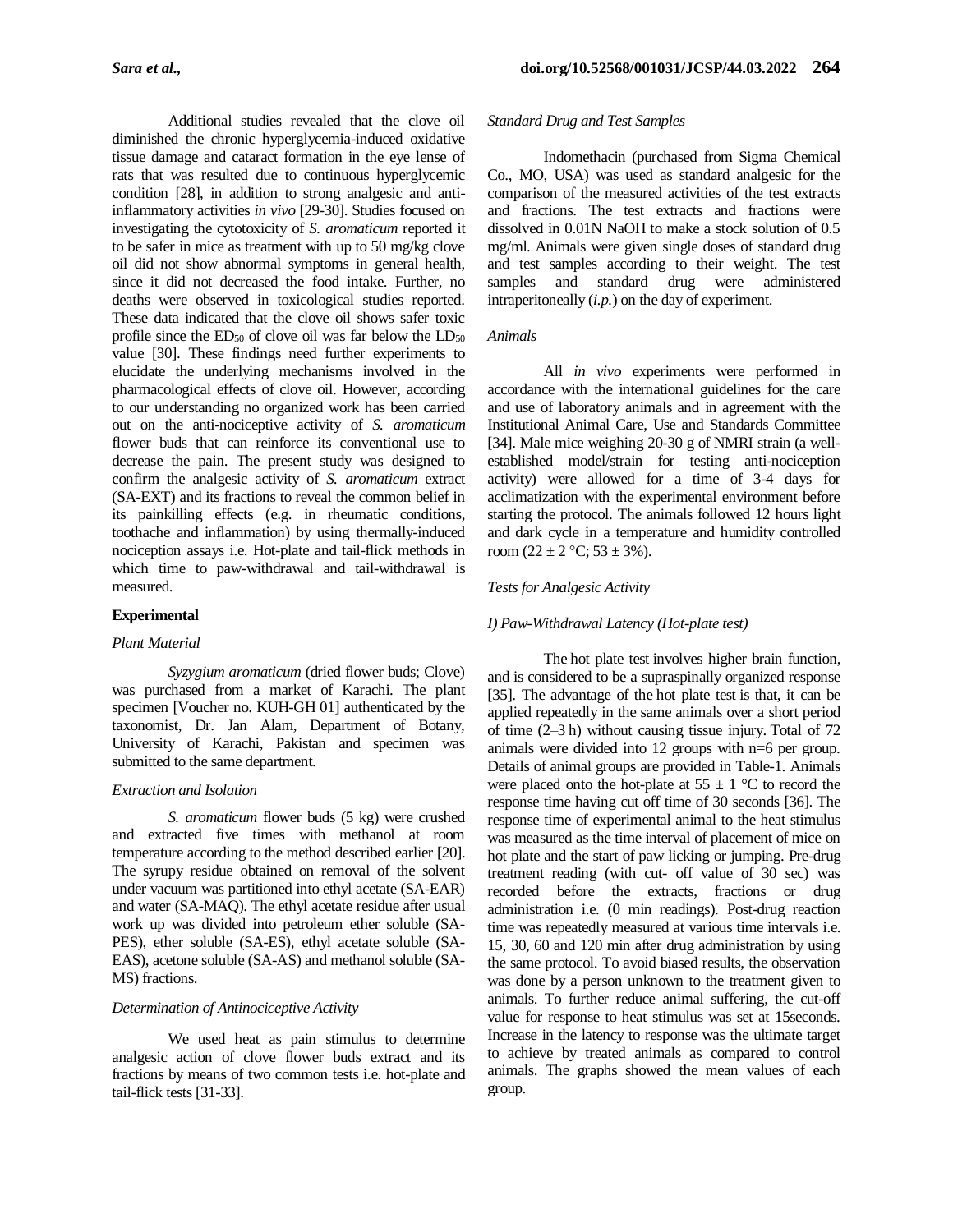Additional studies revealed that the clove oil diminished the chronic hyperglycemia-induced oxidative tissue damage and cataract formation in the eye lense of rats that was resulted due to continuous hyperglycemic condition [28], in addition to strong analgesic and anti-inflammatory activities *in vivo* [29-30]. Studies focused on investigating the cytotoxicity of *S. aromaticum* reported it to be safer in mice as treatment with up to 50 mg/kg clove oil did not show abnormal symptoms in general health, since it did not decreased the food intake. Further, no deaths were observed in toxicological studies reported. These data indicated that the clove oil shows safer toxic profile since the $ED_{50}$ of clove oil was far below the $LD_{50}$ value [30]. These findings need further experiments to elucidate the underlying mechanisms involved in the pharmacological effects of clove oil. However, according to our understanding no organized work has been carried out on the anti-nociceptive activity of *S. aromaticum* flower buds that can reinforce its conventional use to decrease the pain. The present study was designed to confirm the analgesic activity of *S. aromaticum* extract (SA-EXT) and its fractions to reveal the common belief in its painkilling effects (e.g. in rheumatic conditions, toothache and inflammation) by using thermally-induced nociception assays i.e. Hot-plate and tail-flick methods in which time to paw-withdrawal and tail-withdrawal is measured.

## Experimental

### *Plant Material*

*Syzygium aromaticum* (dried flower buds; Clove) was purchased from a market of Karachi. The plant specimen [Voucher no. KUH-GH 01] authenticated by the taxonomist, Dr. Jan Alam, Department of Botany, University of Karachi, Pakistan and specimen was submitted to the same department.

### *Extraction and Isolation*

*S. aromaticum* flower buds (5 kg) were crushed and extracted five times with methanol at room temperature according to the method described earlier [20]. The syrupy residue obtained on removal of the solvent under vacuum was partitioned into ethyl acetate (SA-EAR) and water (SA-MAQ). The ethyl acetate residue after usual work up was divided into petroleum ether soluble (SA-PES), ether soluble (SA-ES), ethyl acetate soluble (SA-EAS), acetone soluble (SA-AS) and methanol soluble (SA-MS) fractions.

### *Determination of Antinociceptive Activity*

We used heat as pain stimulus to determine analgesic action of clove flower buds extract and its fractions by means of two common tests i.e. hot-plate and tail-flick tests [31-33].

### *Standard Drug and Test Samples*

Indomethacin (purchased from Sigma Chemical Co., MO, USA) was used as standard analgesic for the comparison of the measured activities of the test extracts and fractions. The test extracts and fractions were dissolved in 0.01N NaOH to make a stock solution of 0.5 mg/ml. Animals were given single doses of standard drug and test samples according to their weight. The test samples and standard drug were administered intraperitoneally (*i.p.*) on the day of experiment.

### *Animals*

All *in vivo* experiments were performed in accordance with the international guidelines for the care and use of laboratory animals and in agreement with the Institutional Animal Care, Use and Standards Committee [34]. Male mice weighing 20-30 g of NMRI strain (a well-established model/strain for testing anti-nociception activity) were allowed for a time of 3-4 days for acclimatization with the experimental environment before starting the protocol. The animals followed 12 hours light and dark cycle in a temperature and humidity controlled room (22 ± 2 °C; 53 ± 3%).

### *Tests for Analgesic Activity*

#### *I) Paw-Withdrawal Latency (Hot-plate test)*

The hot plate test involves higher brain function, and is considered to be a supraspinally organized response [35]. The advantage of the hot plate test is that, it can be applied repeatedly in the same animals over a short period of time (2–3 h) without causing tissue injury. Total of 72 animals were divided into 12 groups with n=6 per group. Details of animal groups are provided in Table-1. Animals were placed onto the hot-plate at 55 ± 1 °C to record the response time having cut off time of 30 seconds [36]. The response time of experimental animal to the heat stimulus was measured as the time interval of placement of mice on hot plate and the start of paw licking or jumping. Pre-drug treatment reading (with cut- off value of 30 sec) was recorded before the extracts, fractions or drug administration i.e. (0 min readings). Post-drug reaction time was repeatedly measured at various time intervals i.e. 15, 30, 60 and 120 min after drug administration by using the same protocol. To avoid biased results, the observation was done by a person unknown to the treatment given to animals. To further reduce animal suffering, the cut-off value for response to heat stimulus was set at 15seconds. Increase in the latency to response was the ultimate target to achieve by treated animals as compared to control animals. The graphs showed the mean values of each group.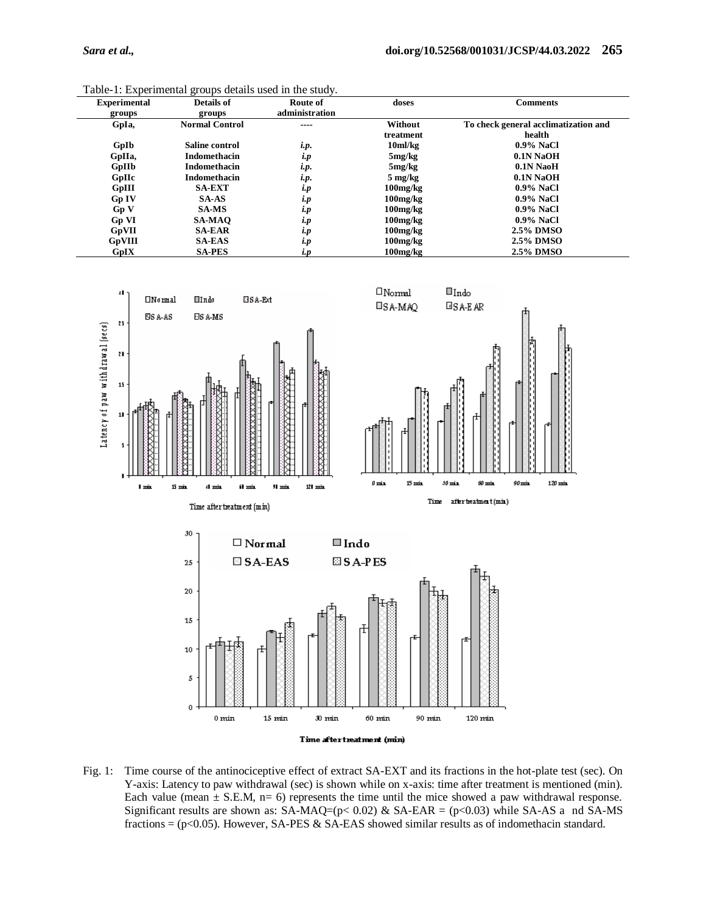Table-1: Experimental groups details used in the study.

| Experimental groups | Details of groups | Route of administration | doses | Comments |
|---|---|---|---|---|
| GpIa, | Normal Control | ---- | Without treatment | To check general acclimatization and health |
| GpIb | Saline control | *i.p.* | 10ml/kg | 0.9% NaCl |
| GpIIa, | Indomethacin | *i.p* | 5mg/kg | 0.1N NaOH |
| GpIIb | Indomethacin | *i.p.* | 5mg/kg | 0.1N NaoH |
| GpIIc | Indomethacin | *i.p.* | 5 mg/kg | 0.1N NaOH |
| GpIII | SA-EXT | *i.p* | 100mg/kg | 0.9% NaCl |
| Gp IV | SA-AS | *i.p* | 100mg/kg | 0.9% NaCl |
| Gp V | SA-MS | *i.p* | 100mg/kg | 0.9% NaCl |
| Gp VI | SA-MAQ | *i.p* | 100mg/kg | 0.9% NaCl |
| GpVII | SA-EAR | *i.p* | 100mg/kg | 2.5% DMSO |
| GpVIII | SA-EAS | *i.p* | 100mg/kg | 2.5% DMSO |
| GpIX | SA-PES | *i.p* | 100mg/kg | 2.5% DMSO |

Fig. 1: Time course of the antinociceptive effect of extract SA-EXT and its fractions in the hot-plate test (sec). On Y-axis: Latency to paw withdrawal (sec) is shown while on x-axis: time after treatment is mentioned (min). Each value (mean ± S.E.M, n= 6) represents the time until the mice showed a paw withdrawal response. Significant results are shown as: SA-MAQ=($p < 0.02$) & SA-EAR = ($p < 0.03$) while SA-AS a nd SA-MS fractions = ($p < 0.05$). However, SA-PES & SA-EAS showed similar results as of indomethacin standard.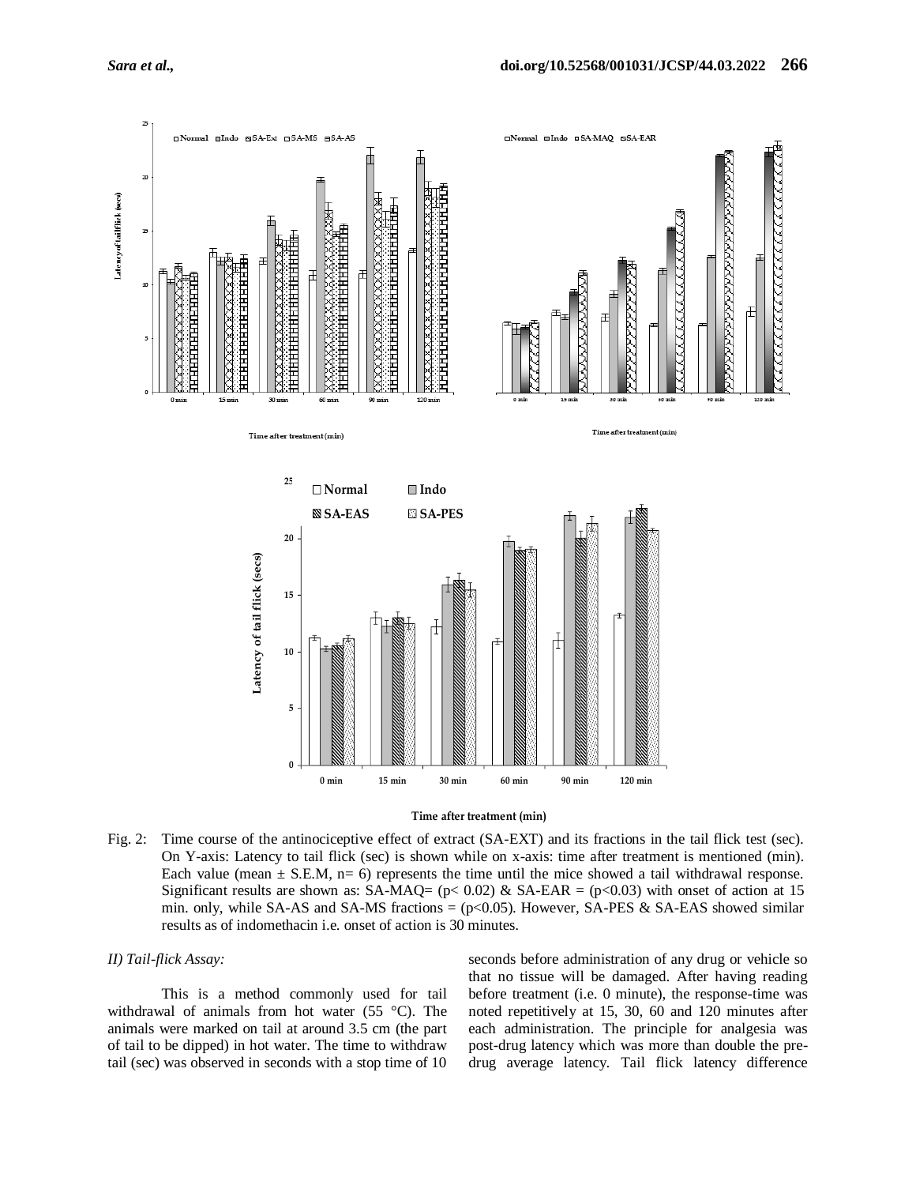Fig. 2: Time course of the antinociceptive effect of extract (SA-EXT) and its fractions in the tail flick test (sec). On Y-axis: Latency to tail flick (sec) is shown while on x-axis: time after treatment is mentioned (min). Each value (mean ± S.E.M, n= 6) represents the time until the mice showed a tail withdrawal response. Significant results are shown as: SA-MAQ= ($p< 0.02$) & SA-EAR = ($p<0.03$) with onset of action at 15 min. only, while SA-AS and SA-MS fractions = ($p<0.05$). However, SA-PES & SA-EAS showed similar results as of indomethacin i.e. onset of action is 30 minutes.

*II) Tail-flick Assay:*

This is a method commonly used for tail withdrawal of animals from hot water (55 °C). The animals were marked on tail at around 3.5 cm (the part of tail to be dipped) in hot water. The time to withdraw tail (sec) was observed in seconds with a stop time of 10 seconds before administration of any drug or vehicle so that no tissue will be damaged. After having reading before treatment (i.e. 0 minute), the response-time was noted repetitively at 15, 30, 60 and 120 minutes after each administration. The principle for analgesia was post-drug latency which was more than double the pre-drug average latency. Tail flick latency difference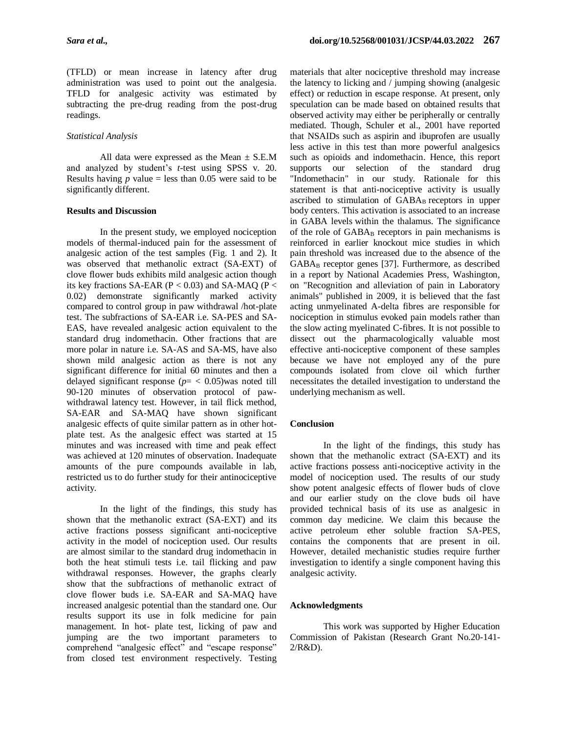(TFLD) or mean increase in latency after drug administration was used to point out the analgesia. TFLD for analgesic activity was estimated by subtracting the pre-drug reading from the post-drug readings.

*Statistical Analysis*

All data were expressed as the Mean ± S.E.M and analyzed by student's *t*-test using SPSS v. 20. Results having *p* value = less than 0.05 were said to be significantly different.

**Results and Discussion**

In the present study, we employed nociception models of thermal-induced pain for the assessment of analgesic action of the test samples (Fig. 1 and 2). It was observed that methanolic extract (SA-EXT) of clove flower buds exhibits mild analgesic action though its key fractions SA-EAR ($P < 0.03$) and SA-MAQ ($P < 0.02$) demonstrate significantly marked activity compared to control group in paw withdrawal /hot-plate test. The subfractions of SA-EAR i.e. SA-PES and SA-EAS, have revealed analgesic action equivalent to the standard drug indomethacin. Other fractions that are more polar in nature i.e. SA-AS and SA-MS, have also shown mild analgesic action as there is not any significant difference for initial 60 minutes and then a delayed significant response ($p$= < 0.05)was noted till 90-120 minutes of observation protocol of paw-withdrawal latency test. However, in tail flick method, SA-EAR and SA-MAQ have shown significant analgesic effects of quite similar pattern as in other hot-plate test. As the analgesic effect was started at 15 minutes and was increased with time and peak effect was achieved at 120 minutes of observation. Inadequate amounts of the pure compounds available in lab, restricted us to do further study for their antinociceptive activity.

In the light of the findings, this study has shown that the methanolic extract (SA-EXT) and its active fractions possess significant anti-nociceptive activity in the model of nociception used. Our results are almost similar to the standard drug indomethacin in both the heat stimuli tests i.e. tail flicking and paw withdrawal responses. However, the graphs clearly show that the subfractions of methanolic extract of clove flower buds i.e. SA-EAR and SA-MAQ have increased analgesic potential than the standard one. Our results support its use in folk medicine for pain management. In hot- plate test, licking of paw and jumping are the two important parameters to comprehend "analgesic effect" and "escape response" from closed test environment respectively. Testing materials that alter nociceptive threshold may increase the latency to licking and / jumping showing (analgesic effect) or reduction in escape response. At present, only speculation can be made based on obtained results that observed activity may either be peripherally or centrally mediated. Though, Schuler et al., 2001 have reported that NSAIDs such as aspirin and ibuprofen are usually less active in this test than more powerful analgesics such as opioids and indomethacin. Hence, this report supports our selection of the standard drug "Indomethacin" in our study. Rationale for this statement is that anti-nociceptive activity is usually ascribed to stimulation of $GABA_B$ receptors in upper body centers. This activation is associated to an increase in GABA levels within the thalamus. The significance of the role of $GABA_B$ receptors in pain mechanisms is reinforced in earlier knockout mice studies in which pain threshold was increased due to the absence of the $GABA_B$ receptor genes [37]. Furthermore, as described in a report by National Academies Press, Washington, on "Recognition and alleviation of pain in Laboratory animals" published in 2009, it is believed that the fast acting unmyelinated A-delta fibres are responsible for nociception in stimulus evoked pain models rather than the slow acting myelinated C-fibres. It is not possible to dissect out the pharmacologically valuable most effective anti-nociceptive component of these samples because we have not employed any of the pure compounds isolated from clove oil which further necessitates the detailed investigation to understand the underlying mechanism as well.

**Conclusion**

In the light of the findings, this study has shown that the methanolic extract (SA-EXT) and its active fractions possess anti-nociceptive activity in the model of nociception used. The results of our study show potent analgesic effects of flower buds of clove and our earlier study on the clove buds oil have provided technical basis of its use as analgesic in common day medicine. We claim this because the active petroleum ether soluble fraction SA-PES, contains the components that are present in oil. However, detailed mechanistic studies require further investigation to identify a single component having this analgesic activity.

**Acknowledgments**

This work was supported by Higher Education Commission of Pakistan (Research Grant No.20-141-2/R&D).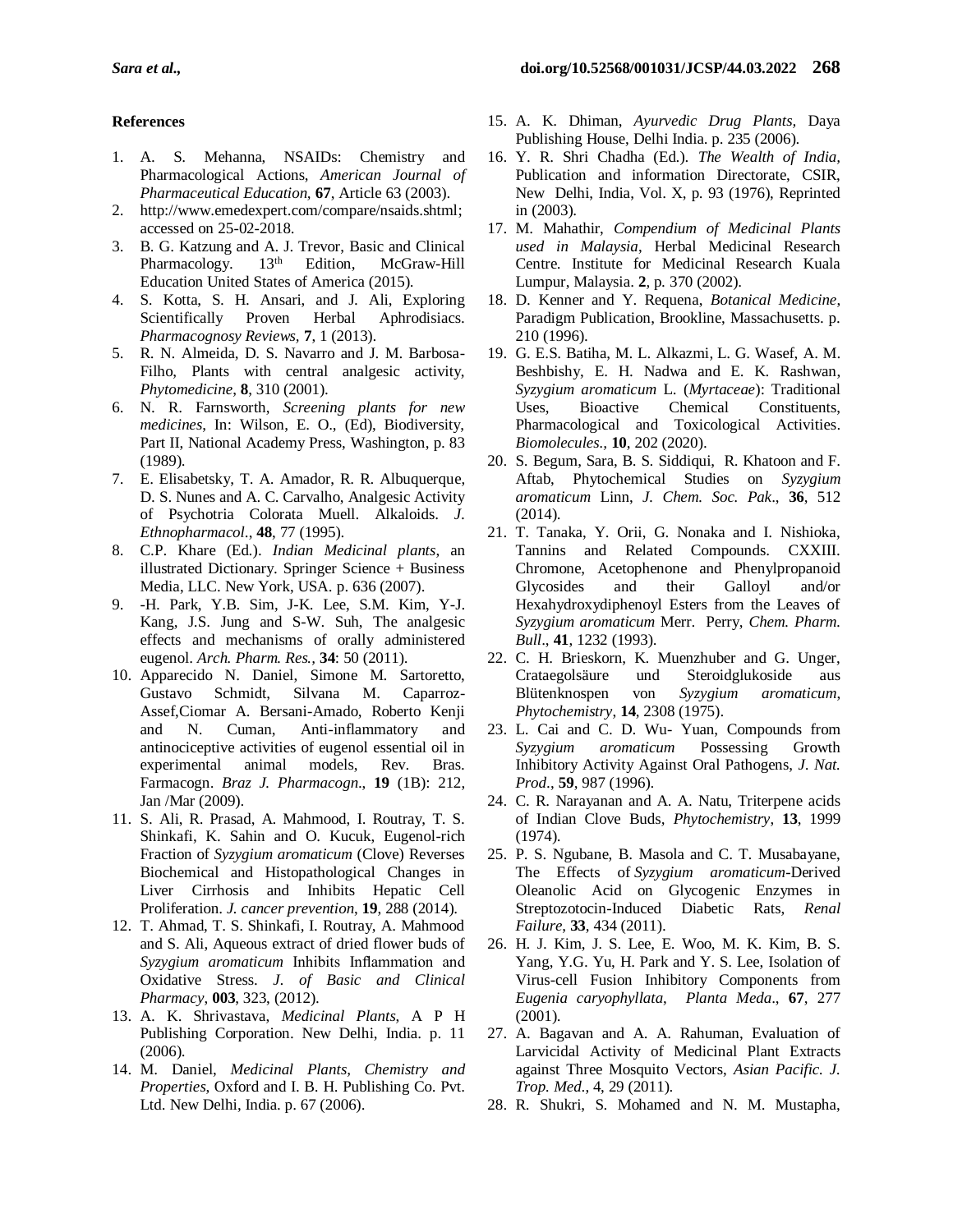**References**

1. A. S. Mehanna, NSAIDs: Chemistry and Pharmacological Actions, *American Journal of Pharmaceutical Education*, **67**, Article 63 (2003).
2. http://www.emedexpert.com/compare/nsaids.shtml; accessed on 25-02-2018.
3. B. G. Katzung and A. J. Trevor, Basic and Clinical Pharmacology. 13th Edition, McGraw-Hill Education United States of America (2015).
4. S. Kotta, S. H. Ansari, and J. Ali, Exploring Scientifically Proven Herbal Aphrodisiacs. *Pharmacognosy Reviews*, **7**, 1 (2013).
5. R. N. Almeida, D. S. Navarro and J. M. Barbosa-Filho, Plants with central analgesic activity, *Phytomedicine*, **8**, 310 (2001).
6. N. R. Farnsworth, *Screening plants for new medicines*, In: Wilson, E. O., (Ed), Biodiversity, Part II, National Academy Press, Washington, p. 83 (1989).
7. E. Elisabetsky, T. A. Amador, R. R. Albuquerque, D. S. Nunes and A. C. Carvalho, Analgesic Activity of Psychotria Colorata Muell. Alkaloids. *J. Ethnopharmacol*., **48**, 77 (1995).
8. C.P. Khare (Ed.). *Indian Medicinal plants*, an illustrated Dictionary. Springer Science + Business Media, LLC. New York, USA. p. 636 (2007).
9. -H. Park, Y.B. Sim, J-K. Lee, S.M. Kim, Y-J. Kang, J.S. Jung and S-W. Suh, The analgesic effects and mechanisms of orally administered eugenol. *Arch. Pharm. Res.*, **34**: 50 (2011).
10. Apparecido N. Daniel, Simone M. Sartoretto, Gustavo Schmidt, Silvana M. Caparroz-Assef,Ciomar A. Bersani-Amado, Roberto Kenji and N. Cuman, Anti-inflammatory and antinociceptive activities of eugenol essential oil in experimental animal models, Rev. Bras. Farmacogn. *Braz J. Pharmacogn*., **19** (1B): 212, Jan /Mar (2009).
11. S. Ali, R. Prasad, A. Mahmood, I. Routray, T. S. Shinkafi, K. Sahin and O. Kucuk, Eugenol-rich Fraction of *Syzygium aromaticum* (Clove) Reverses Biochemical and Histopathological Changes in Liver Cirrhosis and Inhibits Hepatic Cell Proliferation. *J. cancer prevention*, **19**, 288 (2014).
12. T. Ahmad, T. S. Shinkafi, I. Routray, A. Mahmood and S. Ali, Aqueous extract of dried flower buds of *Syzygium aromaticum* Inhibits Inflammation and Oxidative Stress. *J. of Basic and Clinical Pharmacy*, **003**, 323, (2012).
13. A. K. Shrivastava, *Medicinal Plants*, A P H Publishing Corporation. New Delhi, India. p. 11 (2006).
14. M. Daniel, *Medicinal Plants, Chemistry and Properties*, Oxford and I. B. H. Publishing Co. Pvt. Ltd. New Delhi, India. p. 67 (2006).
15. A. K. Dhiman, *Ayurvedic Drug Plants*, Daya Publishing House, Delhi India. p. 235 (2006).
16. Y. R. Shri Chadha (Ed.). *The Wealth of India*, Publication and information Directorate, CSIR, New Delhi, India, Vol. X, p. 93 (1976), Reprinted in (2003).
17. M. Mahathir, *Compendium of Medicinal Plants used in Malaysia*, Herbal Medicinal Research Centre. Institute for Medicinal Research Kuala Lumpur, Malaysia. **2**, p. 370 (2002).
18. D. Kenner and Y. Requena, *Botanical Medicine*, Paradigm Publication, Brookline, Massachusetts. p. 210 (1996).
19. G. E.S. Batiha, M. L. Alkazmi, L. G. Wasef, A. M. Beshbishy, E. H. Nadwa and E. K. Rashwan, *Syzygium aromaticum* L. (*Myrtaceae*): Traditional Uses, Bioactive Chemical Constituents, Pharmacological and Toxicological Activities. *Biomolecules.*, **10**, 202 (2020).
20. S. Begum, Sara, B. S. Siddiqui, R. Khatoon and F. Aftab, Phytochemical Studies on *Syzygium aromaticum* Linn, *J. Chem. Soc. Pak*., **36**, 512 (2014).
21. T. Tanaka, Y. Orii, G. Nonaka and I. Nishioka, Tannins and Related Compounds. CXXIII. Chromone, Acetophenone and Phenylpropanoid Glycosides and their Galloyl and/or Hexahydroxydiphenoyl Esters from the Leaves of *Syzygium aromaticum* Merr. Perry, *Chem. Pharm. Bull*., **41**, 1232 (1993).
22. C. H. Brieskorn, K. Muenzhuber and G. Unger, Crataegolsäure und Steroidglukoside aus Blütenknospen von *Syzygium aromaticum*, *Phytochemistry*, **14**, 2308 (1975).
23. L. Cai and C. D. Wu- Yuan, Compounds from *Syzygium aromaticum* Possessing Growth Inhibitory Activity Against Oral Pathogens, *J. Nat. Prod*., **59**, 987 (1996).
24. C. R. Narayanan and A. A. Natu, Triterpene acids of Indian Clove Buds, *Phytochemistry*, **13**, 1999 (1974).
25. P. S. Ngubane, B. Masola and C. T. Musabayane, The Effects of *Syzygium aromaticum*-Derived Oleanolic Acid on Glycogenic Enzymes in Streptozotocin-Induced Diabetic Rats, *Renal Failure*, **33**, 434 (2011).
26. H. J. Kim, J. S. Lee, E. Woo, M. K. Kim, B. S. Yang, Y.G. Yu, H. Park and Y. S. Lee, Isolation of Virus-cell Fusion Inhibitory Components from *Eugenia caryophyllata*, *Planta Meda*., **67**, 277 (2001).
27. A. Bagavan and A. A. Rahuman, Evaluation of Larvicidal Activity of Medicinal Plant Extracts against Three Mosquito Vectors, *Asian Pacific. J. Trop. Med.*, 4, 29 (2011).
28. R. Shukri, S. Mohamed and N. M. Mustapha,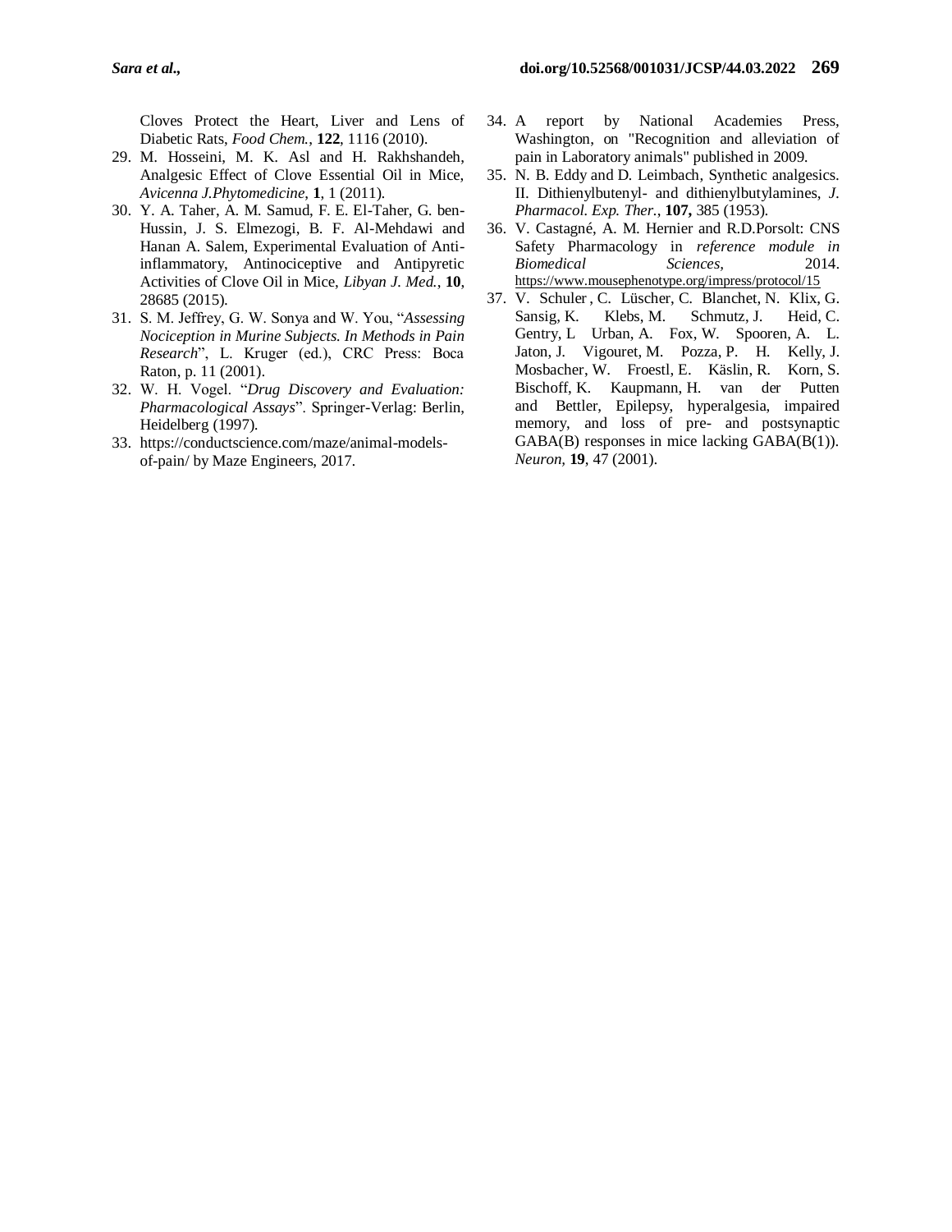Cloves Protect the Heart, Liver and Lens of Diabetic Rats, *Food Chem.*, **122**, 1116 (2010).

29. M. Hosseini, M. K. Asl and H. Rakhshandeh, Analgesic Effect of Clove Essential Oil in Mice, *Avicenna J.Phytomedicine*, **1**, 1 (2011).
30. Y. A. Taher, A. M. Samud, F. E. El-Taher, G. ben-Hussin, J. S. Elmezogi, B. F. Al-Mehdawi and Hanan A. Salem, Experimental Evaluation of Anti-inflammatory, Antinociceptive and Antipyretic Activities of Clove Oil in Mice, *Libyan J. Med.*, **10**, 28685 (2015).
31. S. M. Jeffrey, G. W. Sonya and W. You, "*Assessing Nociception in Murine Subjects. In Methods in Pain Research*", L. Kruger (ed.), CRC Press: Boca Raton, p. 11 (2001).
32. W. H. Vogel. "*Drug Discovery and Evaluation: Pharmacological Assays*". Springer-Verlag: Berlin, Heidelberg (1997).
33. https://conductscience.com/maze/animal-models-of-pain/ by Maze Engineers, 2017.
34. A report by National Academies Press, Washington, on "Recognition and alleviation of pain in Laboratory animals" published in 2009.
35. N. B. Eddy and D. Leimbach, Synthetic analgesics. II. Dithienylbutenyl- and dithienylbutylamines, *J. Pharmacol. Exp. Ther.*, **107,** 385 (1953).
36. V. Castagné, A. M. Hernier and R.D.Porsolt: CNS Safety Pharmacology in *reference module in Biomedical Sciences,* 2014. https://www.mousephenotype.org/impress/protocol/15
37. V. Schuler, C. Lüscher, C. Blanchet, N. Klix, G. Sansig, K. Klebs, M. Schmutz, J. Heid, C. Gentry, L Urban, A. Fox, W. Spooren, A. L. Jaton, J. Vigouret, M. Pozza, P. H. Kelly, J. Mosbacher, W. Froestl, E. Käslin, R. Korn, S. Bischoff, K. Kaupmann, H. van der Putten and Bettler, Epilepsy, hyperalgesia, impaired memory, and loss of pre- and postsynaptic GABA(B) responses in mice lacking GABA(B(1)). *Neuron*, **19**, 47 (2001).